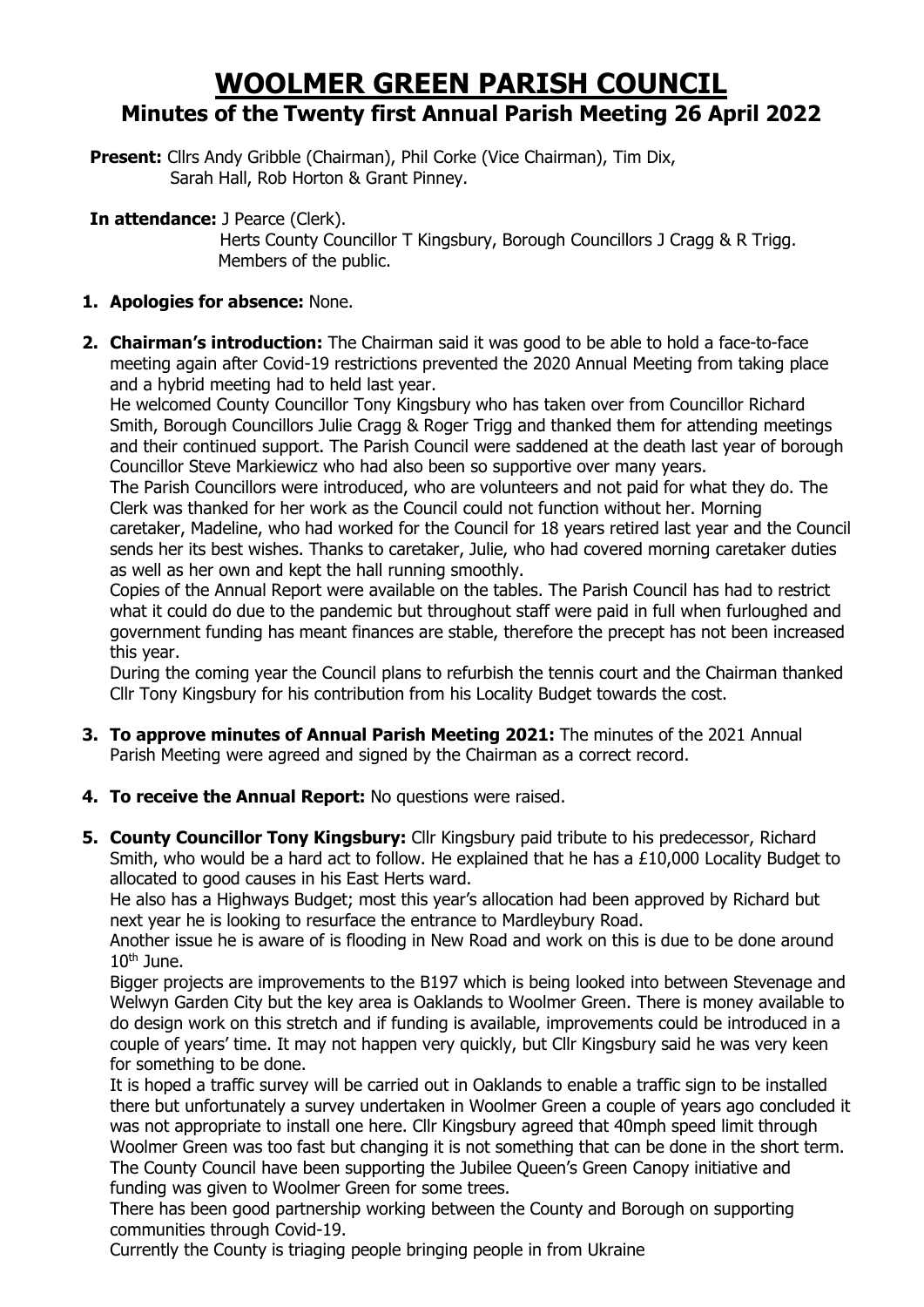# WOOLMER GREEN PARISH COUNCIL

## Minutes of the Twenty first Annual Parish Meeting 26 April 2022

**Present:** Cllrs Andy Gribble (Chairman), Phil Corke (Vice Chairman), Tim Dix, Sarah Hall, Rob Horton & Grant Pinney.

**In attendance:** J Pearce (Clerk).
Herts County Councillor T Kingsbury, Borough Councillors J Cragg & R Trigg.
Members of the public.

1. **Apologies for absence:** None.

2. **Chairman's introduction:** The Chairman said it was good to be able to hold a face-to-face meeting again after Covid-19 restrictions prevented the 2020 Annual Meeting from taking place and a hybrid meeting had to held last year.
   He welcomed County Councillor Tony Kingsbury who has taken over from Councillor Richard Smith, Borough Councillors Julie Cragg & Roger Trigg and thanked them for attending meetings and their continued support. The Parish Council were saddened at the death last year of borough Councillor Steve Markiewicz who had also been so supportive over many years.
   The Parish Councillors were introduced, who are volunteers and not paid for what they do. The Clerk was thanked for her work as the Council could not function without her. Morning caretaker, Madeline, who had worked for the Council for 18 years retired last year and the Council sends her its best wishes. Thanks to caretaker, Julie, who had covered morning caretaker duties as well as her own and kept the hall running smoothly.
   Copies of the Annual Report were available on the tables. The Parish Council has had to restrict what it could do due to the pandemic but throughout staff were paid in full when furloughed and government funding has meant finances are stable, therefore the precept has not been increased this year.
   During the coming year the Council plans to refurbish the tennis court and the Chairman thanked Cllr Tony Kingsbury for his contribution from his Locality Budget towards the cost.

3. **To approve minutes of Annual Parish Meeting 2021:** The minutes of the 2021 Annual Parish Meeting were agreed and signed by the Chairman as a correct record.

4. **To receive the Annual Report:** No questions were raised.

5. **County Councillor Tony Kingsbury:** Cllr Kingsbury paid tribute to his predecessor, Richard Smith, who would be a hard act to follow. He explained that he has a £10,000 Locality Budget to allocated to good causes in his East Herts ward.
   He also has a Highways Budget; most this year's allocation had been approved by Richard but next year he is looking to resurface the entrance to Mardleybury Road.
   Another issue he is aware of is flooding in New Road and work on this is due to be done around 10th June.
   Bigger projects are improvements to the B197 which is being looked into between Stevenage and Welwyn Garden City but the key area is Oaklands to Woolmer Green. There is money available to do design work on this stretch and if funding is available, improvements could be introduced in a couple of years' time. It may not happen very quickly, but Cllr Kingsbury said he was very keen for something to be done.
   It is hoped a traffic survey will be carried out in Oaklands to enable a traffic sign to be installed there but unfortunately a survey undertaken in Woolmer Green a couple of years ago concluded it was not appropriate to install one here. Cllr Kingsbury agreed that 40mph speed limit through Woolmer Green was too fast but changing it is not something that can be done in the short term.
   The County Council have been supporting the Jubilee Queen's Green Canopy initiative and funding was given to Woolmer Green for some trees.
   There has been good partnership working between the County and Borough on supporting communities through Covid-19.
   Currently the County is triaging people bringing people in from Ukraine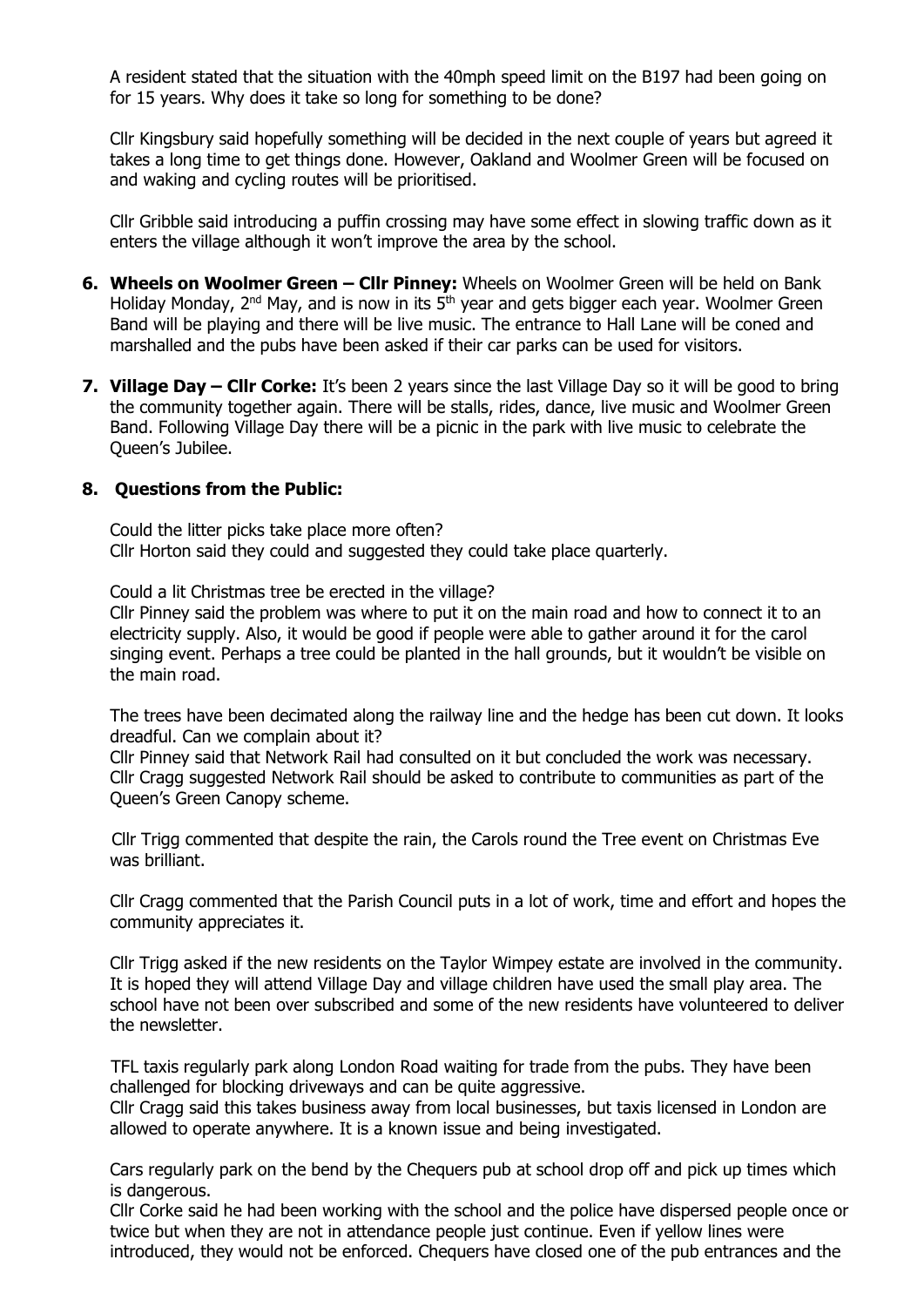A resident stated that the situation with the 40mph speed limit on the B197 had been going on for 15 years. Why does it take so long for something to be done?

Cllr Kingsbury said hopefully something will be decided in the next couple of years but agreed it takes a long time to get things done. However, Oakland and Woolmer Green will be focused on and waking and cycling routes will be prioritised.

Cllr Gribble said introducing a puffin crossing may have some effect in slowing traffic down as it enters the village although it won't improve the area by the school.

6. **Wheels on Woolmer Green – Cllr Pinney:** Wheels on Woolmer Green will be held on Bank Holiday Monday, 2nd May, and is now in its 5th year and gets bigger each year. Woolmer Green Band will be playing and there will be live music. The entrance to Hall Lane will be coned and marshalled and the pubs have been asked if their car parks can be used for visitors.

7. **Village Day – Cllr Corke:** It's been 2 years since the last Village Day so it will be good to bring the community together again. There will be stalls, rides, dance, live music and Woolmer Green Band. Following Village Day there will be a picnic in the park with live music to celebrate the Queen's Jubilee.

8. **Questions from the Public:**

Could the litter picks take place more often?
Cllr Horton said they could and suggested they could take place quarterly.

Could a lit Christmas tree be erected in the village?
Cllr Pinney said the problem was where to put it on the main road and how to connect it to an electricity supply. Also, it would be good if people were able to gather around it for the carol singing event. Perhaps a tree could be planted in the hall grounds, but it wouldn't be visible on the main road.

The trees have been decimated along the railway line and the hedge has been cut down. It looks dreadful. Can we complain about it?
Cllr Pinney said that Network Rail had consulted on it but concluded the work was necessary. Cllr Cragg suggested Network Rail should be asked to contribute to communities as part of the Queen's Green Canopy scheme.

Cllr Trigg commented that despite the rain, the Carols round the Tree event on Christmas Eve was brilliant.

Cllr Cragg commented that the Parish Council puts in a lot of work, time and effort and hopes the community appreciates it.

Cllr Trigg asked if the new residents on the Taylor Wimpey estate are involved in the community. It is hoped they will attend Village Day and village children have used the small play area. The school have not been over subscribed and some of the new residents have volunteered to deliver the newsletter.

TFL taxis regularly park along London Road waiting for trade from the pubs. They have been challenged for blocking driveways and can be quite aggressive.
Cllr Cragg said this takes business away from local businesses, but taxis licensed in London are allowed to operate anywhere. It is a known issue and being investigated.

Cars regularly park on the bend by the Chequers pub at school drop off and pick up times which is dangerous.
Cllr Corke said he had been working with the school and the police have dispersed people once or twice but when they are not in attendance people just continue. Even if yellow lines were introduced, they would not be enforced. Chequers have closed one of the pub entrances and the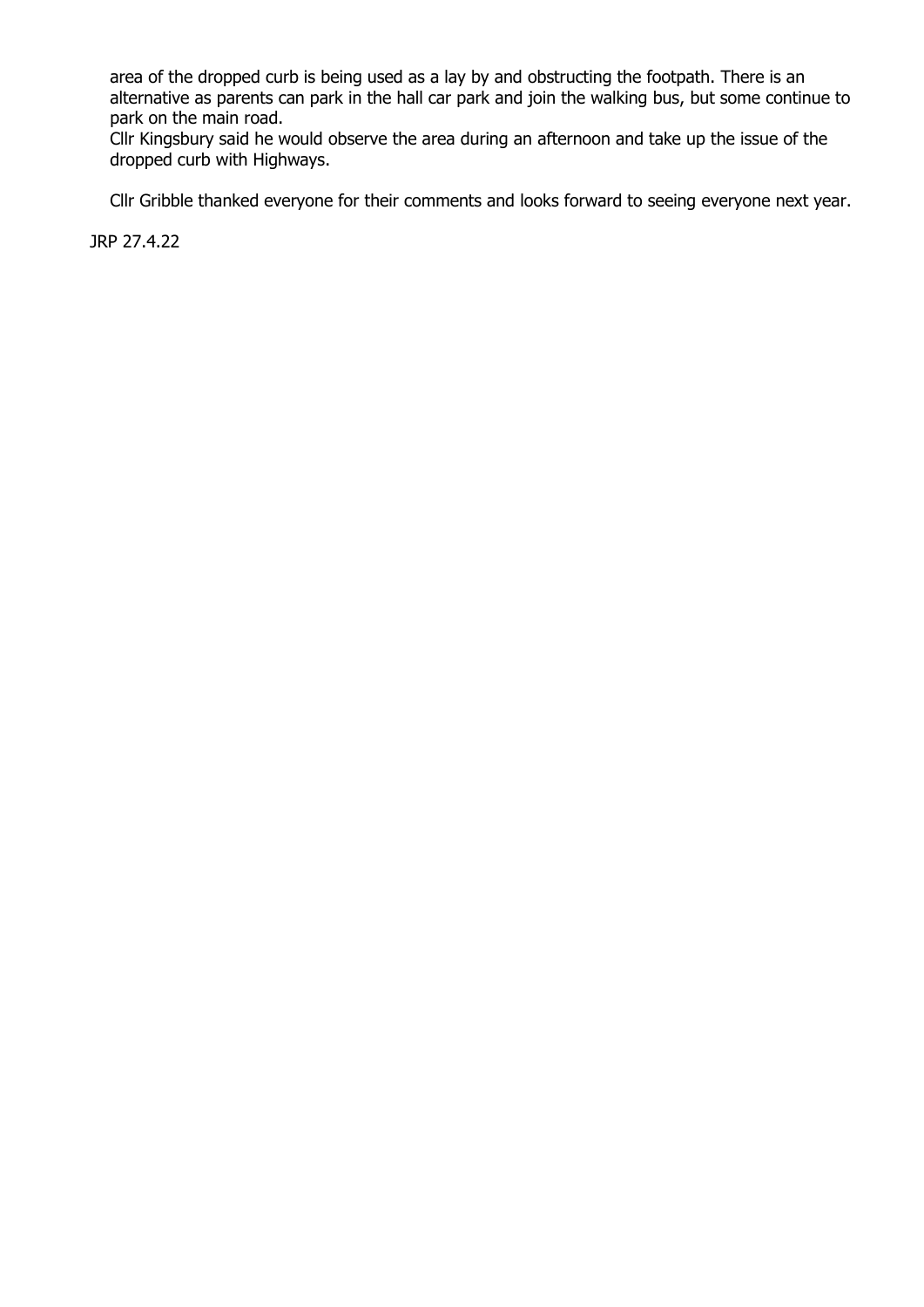area of the dropped curb is being used as a lay by and obstructing the footpath. There is an alternative as parents can park in the hall car park and join the walking bus, but some continue to park on the main road.
Cllr Kingsbury said he would observe the area during an afternoon and take up the issue of the dropped curb with Highways.

Cllr Gribble thanked everyone for their comments and looks forward to seeing everyone next year.

JRP 27.4.22